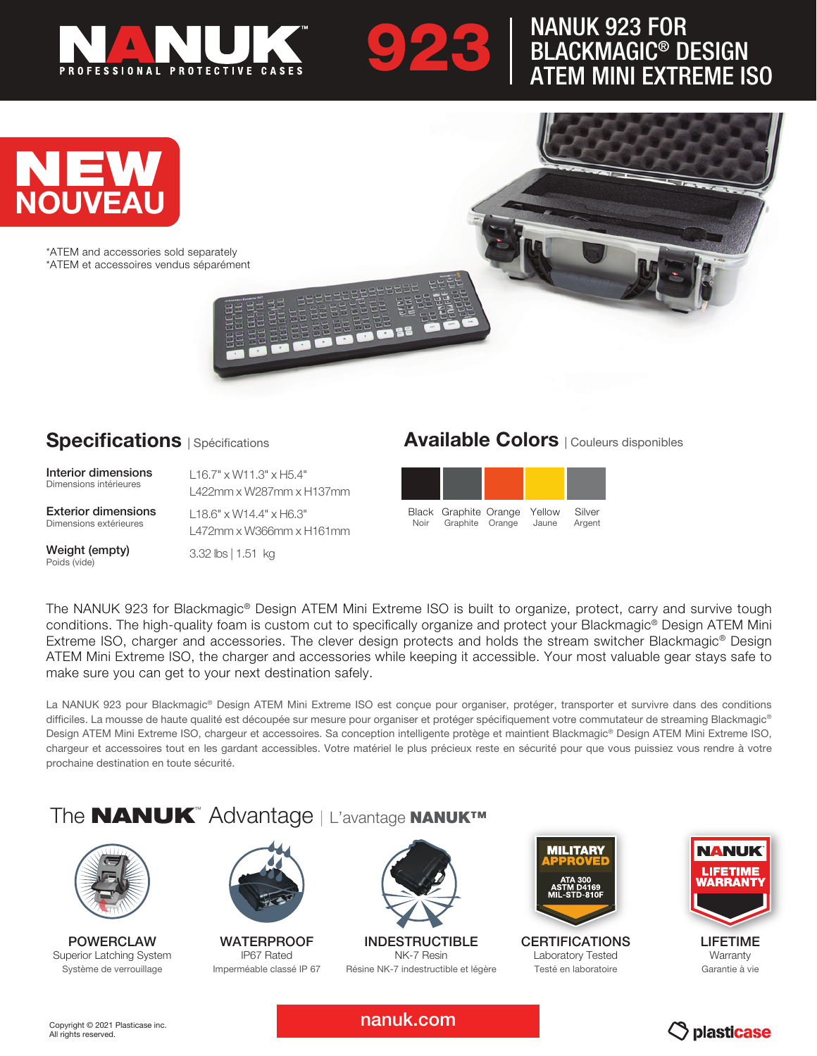# NANUK 923 | NANUK 923 FOR BLACKMAGIC® DESIGN ATEM MINI EXTREME ISO

NANUK PROFESSIONAL PROTECTIVE CASES

**NEW**
**NOUVEAU**

*ATEM and accessories sold separately
*ATEM et accessoires vendus séparément

## Specifications | Spécifications

| | |
|---|---|
| **Interior dimensions** Dimensions intérieures | L16.7" x W11.3" x H5.4" L422mm x W287mm x H137mm |
| **Exterior dimensions** Dimensions extérieures | L18.6" x W14.4" x H6.3" L472mm x W366mm x H161mm |
| **Weight (empty)** Poids (vide) | 3.32 lbs \| 1.51 kg |

## Available Colors | Couleurs disponibles

| Black | Graphite | Orange | Yellow | Silver |
|---|---|---|---|---|
| Noir | Graphite | Orange | Jaune | Argent |

The NANUK 923 for Blackmagic® Design ATEM Mini Extreme ISO is built to organize, protect, carry and survive tough conditions. The high-quality foam is custom cut to specifically organize and protect your Blackmagic® Design ATEM Mini Extreme ISO, charger and accessories. The clever design protects and holds the stream switcher Blackmagic® Design ATEM Mini Extreme ISO, the charger and accessories while keeping it accessible. Your most valuable gear stays safe to make sure you can get to your next destination safely.

La NANUK 923 pour Blackmagic® Design ATEM Mini Extreme ISO est conçue pour organiser, protéger, transporter et survivre dans des conditions difficiles. La mousse de haute qualité est découpée sur mesure pour organiser et protéger spécifiquement votre commutateur de streaming Blackmagic® Design ATEM Mini Extreme ISO, chargeur et accessoires. Sa conception intelligente protège et maintient Blackmagic® Design ATEM Mini Extreme ISO, chargeur et accessoires tout en les gardant accessibles. Votre matériel le plus précieux reste en sécurité pour que vous puissiez vous rendre à votre prochaine destination en toute sécurité.

## The NANUK™ Advantage | L'avantage NANUK™

**POWERCLAW**
Superior Latching System
Système de verrouillage

**WATERPROOF**
IP67 Rated
Imperméable classé IP 67

**INDESTRUCTIBLE**
NK-7 Resin
Résine NK-7 indestructible et légère

MILITARY APPROVED — ATA 300, ASTM D4169, MIL-STD-810F

**CERTIFICATIONS**
Laboratory Tested
Testé en laboratoire

NANUK LIFETIME WARRANTY

**LIFETIME**
Warranty
Garantie à vie

Copyright © 2021 Plasticase inc.
All rights reserved.

nanuk.com

plasticase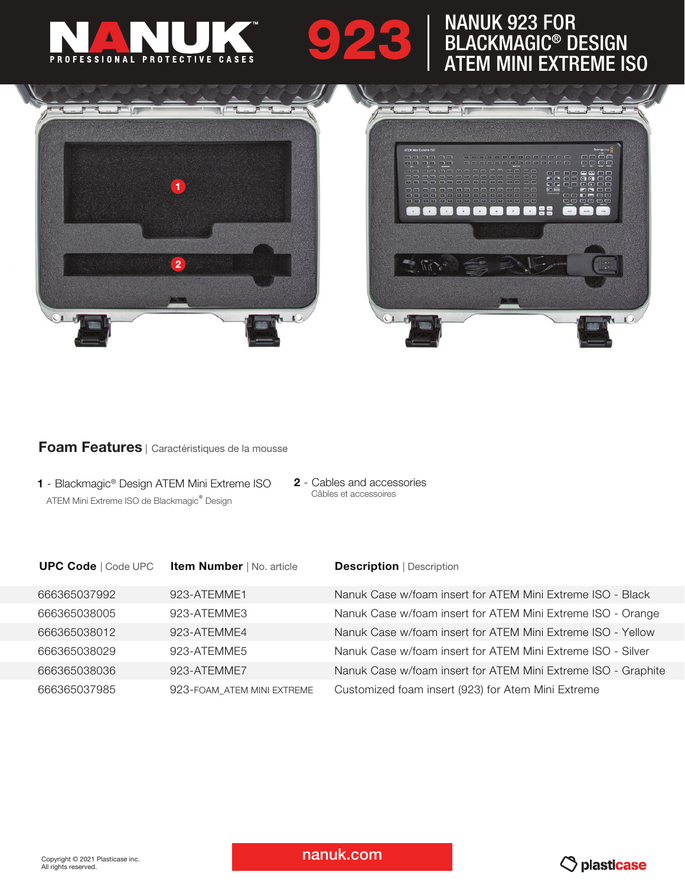# NANUK 923 FOR BLACKMAGIC® DESIGN ATEM MINI EXTREME ISO

NANUK PROFESSIONAL PROTECTIVE CASES

## Foam Features | Caractéristiques de la mousse

**1** - Blackmagic® Design ATEM Mini Extreme ISO
ATEM Mini Extreme ISO de Blackmagic® Design

**2** - Cables and accessories
Câbles et accessoires

| **UPC Code** \| Code UPC | **Item Number** \| No. article | **Description** \| Description |
|---|---|---|
| 666365037992 | 923-ATEMME1 | Nanuk Case w/foam insert for ATEM Mini Extreme ISO - Black |
| 666365038005 | 923-ATEMME3 | Nanuk Case w/foam insert for ATEM Mini Extreme ISO - Orange |
| 666365038012 | 923-ATEMME4 | Nanuk Case w/foam insert for ATEM Mini Extreme ISO - Yellow |
| 666365038029 | 923-ATEMME5 | Nanuk Case w/foam insert for ATEM Mini Extreme ISO - Silver |
| 666365038036 | 923-ATEMME7 | Nanuk Case w/foam insert for ATEM Mini Extreme ISO - Graphite |
| 666365037985 | 923-FOAM_ATEM MINI EXTREME | Customized foam insert (923) for Atem Mini Extreme |

Copyright © 2021 Plasticase inc.
All rights reserved.

nanuk.com

plasticase